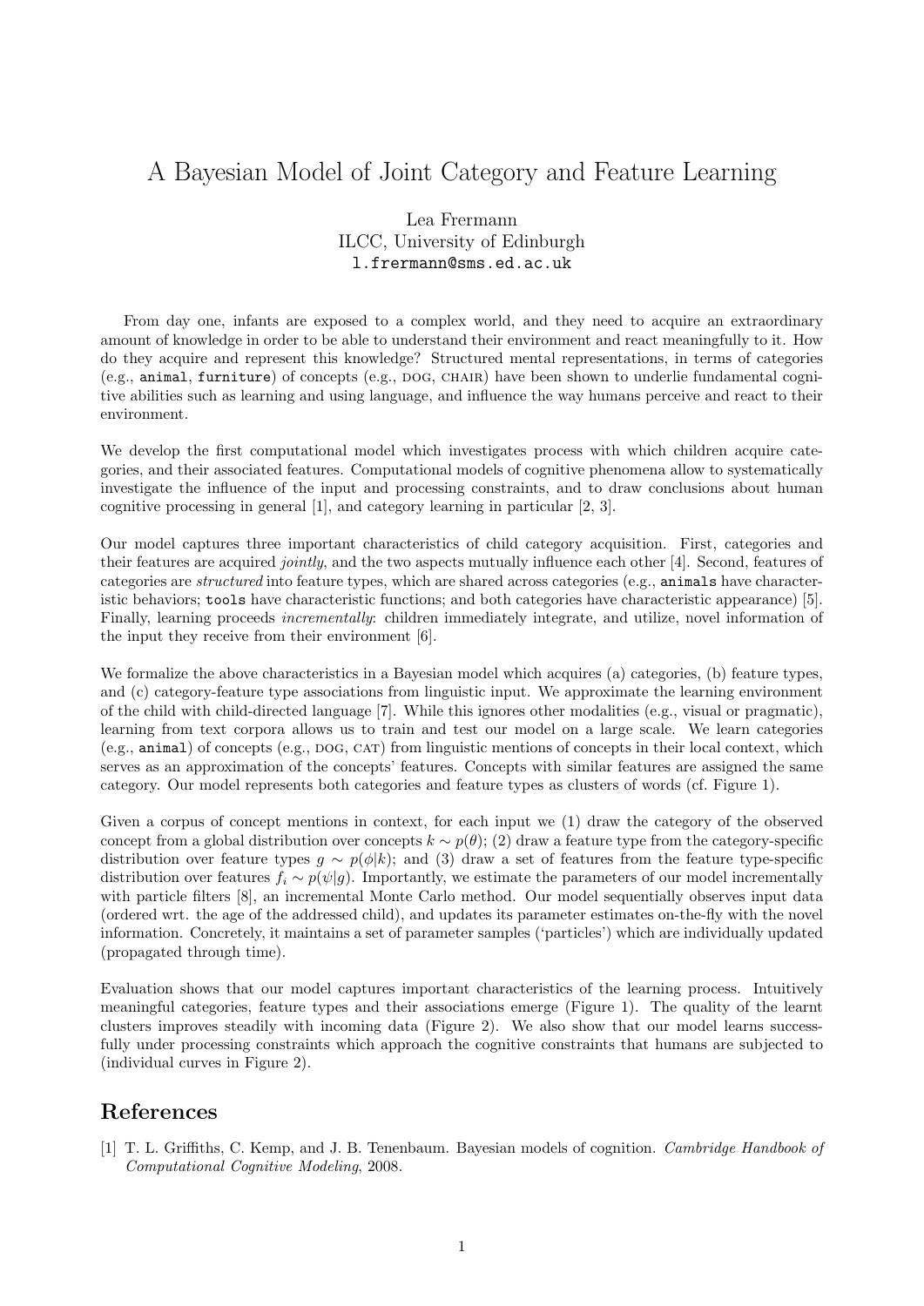# A Bayesian Model of Joint Category and Feature Learning

Lea Frermann
ILCC, University of Edinburgh
`l.frermann@sms.ed.ac.uk`

From day one, infants are exposed to a complex world, and they need to acquire an extraordinary amount of knowledge in order to be able to understand their environment and react meaningfully to it. How do they acquire and represent this knowledge? Structured mental representations, in terms of categories (e.g., `animal`, `furniture`) of concepts (e.g., DOG, CHAIR) have been shown to underlie fundamental cognitive abilities such as learning and using language, and influence the way humans perceive and react to their environment.

We develop the first computational model which investigates process with which children acquire categories, and their associated features. Computational models of cognitive phenomena allow to systematically investigate the influence of the input and processing constraints, and to draw conclusions about human cognitive processing in general [1], and category learning in particular [2, 3].

Our model captures three important characteristics of child category acquisition. First, categories and their features are acquired *jointly*, and the two aspects mutually influence each other [4]. Second, features of categories are *structured* into feature types, which are shared across categories (e.g., `animals` have characteristic behaviors; `tools` have characteristic functions; and both categories have characteristic appearance) [5]. Finally, learning proceeds *incrementally*: children immediately integrate, and utilize, novel information of the input they receive from their environment [6].

We formalize the above characteristics in a Bayesian model which acquires (a) categories, (b) feature types, and (c) category-feature type associations from linguistic input. We approximate the learning environment of the child with child-directed language [7]. While this ignores other modalities (e.g., visual or pragmatic), learning from text corpora allows us to train and test our model on a large scale. We learn categories (e.g., `animal`) of concepts (e.g., DOG, CAT) from linguistic mentions of concepts in their local context, which serves as an approximation of the concepts' features. Concepts with similar features are assigned the same category. Our model represents both categories and feature types as clusters of words (cf. Figure 1).

Given a corpus of concept mentions in context, for each input we (1) draw the category of the observed concept from a global distribution over concepts $k \sim p(\theta)$; (2) draw a feature type from the category-specific distribution over feature types $g \sim p(\phi|k)$; and (3) draw a set of features from the feature type-specific distribution over features $f_i \sim p(\psi|g)$. Importantly, we estimate the parameters of our model incrementally with particle filters [8], an incremental Monte Carlo method. Our model sequentially observes input data (ordered wrt. the age of the addressed child), and updates its parameter estimates on-the-fly with the novel information. Concretely, it maintains a set of parameter samples ('particles') which are individually updated (propagated through time).

Evaluation shows that our model captures important characteristics of the learning process. Intuitively meaningful categories, feature types and their associations emerge (Figure 1). The quality of the learnt clusters improves steadily with incoming data (Figure 2). We also show that our model learns successfully under processing constraints which approach the cognitive constraints that humans are subjected to (individual curves in Figure 2).

## References

[1] T. L. Griffiths, C. Kemp, and J. B. Tenenbaum. Bayesian models of cognition. *Cambridge Handbook of Computational Cognitive Modeling*, 2008.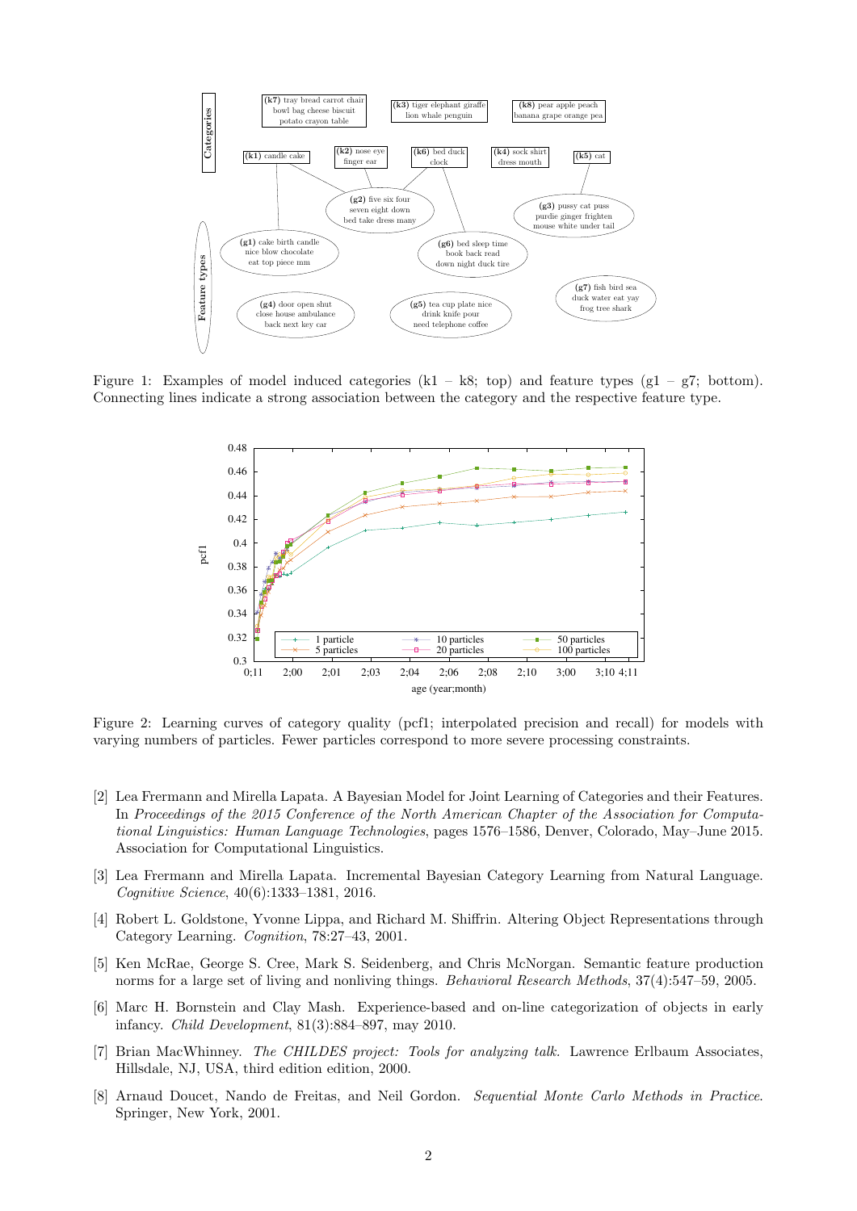Categories

(k7) tray bread carrot chair bowl bag cheese biscuit potato crayon table

(k3) tiger elephant giraffe lion whale penguin

(k8) pear apple peach banana grape orange pea

(k1) candle cake

(k2) nose eye finger ear

(k6) bed duck clock

(k4) sock shirt dress mouth

(k5) cat

Feature types

(g2) five six four seven eight down bed take dress many

(g3) pussy cat puss purdie ginger frighten mouse white under tail

(g1) cake birth candle nice blow chocolate eat top piece mm

(g6) bed sleep time book back read down night duck tire

(g7) fish bird sea duck water eat yay frog tree shark

(g4) door open shut close house ambulance back next key car

(g5) tea cup plate nice drink knife pour need telephone coffee

Figure 1: Examples of model induced categories (k1 – k8; top) and feature types (g1 – g7; bottom). Connecting lines indicate a strong association between the category and the respective feature type.

pcf1

0.48
0.46
0.44
0.42
0.4
0.38
0.36
0.34
0.32
0.3

0;11 2;00 2;01 2;03 2;04 2;06 2;08 2;10 3;00 3;10 4;11

age (year;month)

1 particle
5 particles
10 particles
20 particles
50 particles
100 particles

Figure 2: Learning curves of category quality (pcf1; interpolated precision and recall) for models with varying numbers of particles. Fewer particles correspond to more severe processing constraints.

[2] Lea Frermann and Mirella Lapata. A Bayesian Model for Joint Learning of Categories and their Features. In *Proceedings of the 2015 Conference of the North American Chapter of the Association for Computational Linguistics: Human Language Technologies*, pages 1576–1586, Denver, Colorado, May–June 2015. Association for Computational Linguistics.

[3] Lea Frermann and Mirella Lapata. Incremental Bayesian Category Learning from Natural Language. *Cognitive Science*, 40(6):1333–1381, 2016.

[4] Robert L. Goldstone, Yvonne Lippa, and Richard M. Shiffrin. Altering Object Representations through Category Learning. *Cognition*, 78:27–43, 2001.

[5] Ken McRae, George S. Cree, Mark S. Seidenberg, and Chris McNorgan. Semantic feature production norms for a large set of living and nonliving things. *Behavioral Research Methods*, 37(4):547–59, 2005.

[6] Marc H. Bornstein and Clay Mash. Experience-based and on-line categorization of objects in early infancy. *Child Development*, 81(3):884–897, may 2010.

[7] Brian MacWhinney. *The CHILDES project: Tools for analyzing talk*. Lawrence Erlbaum Associates, Hillsdale, NJ, USA, third edition edition, 2000.

[8] Arnaud Doucet, Nando de Freitas, and Neil Gordon. *Sequential Monte Carlo Methods in Practice*. Springer, New York, 2001.